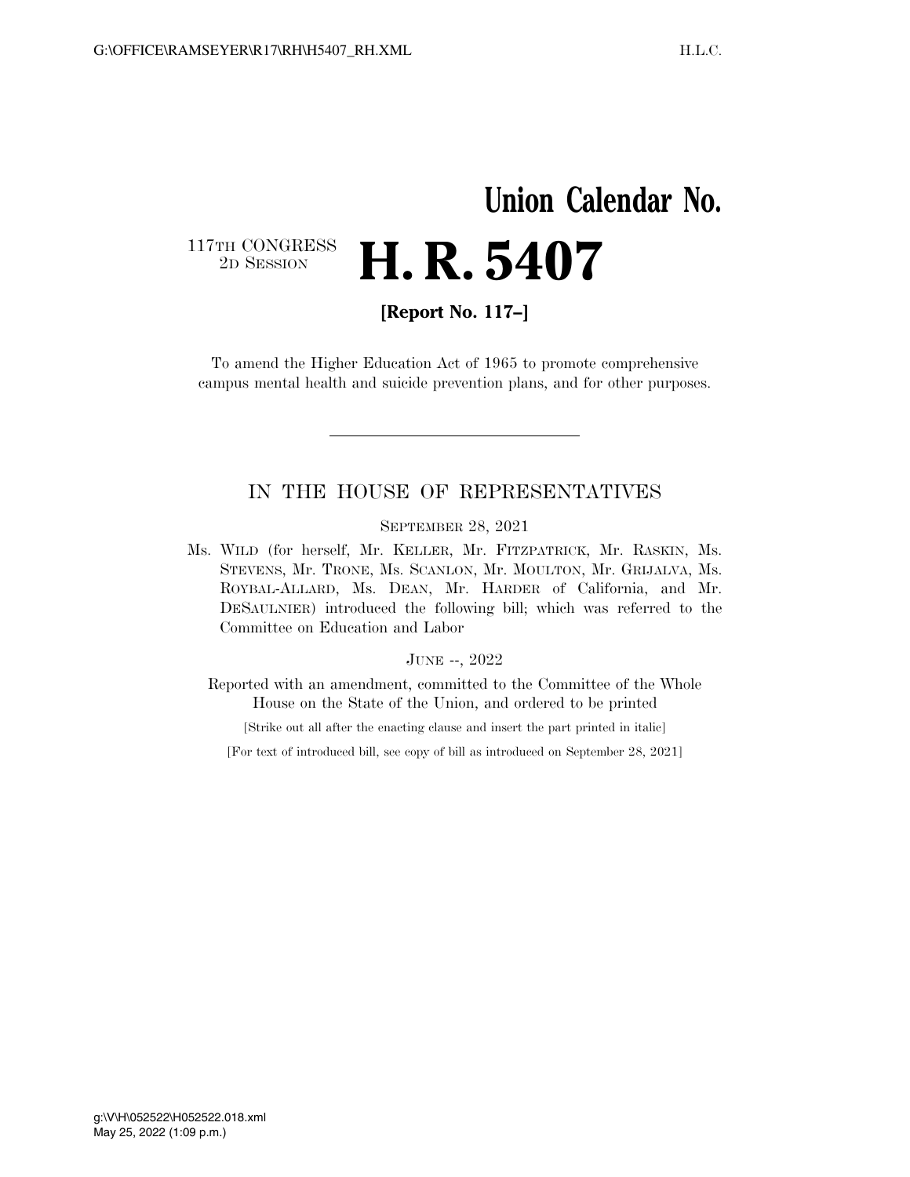# Union Calendar No.

117TH CONGRESS
2D SESSION

# H. R. 5407

**[Report No. 117–]**

To amend the Higher Education Act of 1965 to promote comprehensive campus mental health and suicide prevention plans, and for other purposes.

---

## IN THE HOUSE OF REPRESENTATIVES

SEPTEMBER 28, 2021

Ms. WILD (for herself, Mr. KELLER, Mr. FITZPATRICK, Mr. RASKIN, Ms. STEVENS, Mr. TRONE, Ms. SCANLON, Mr. MOULTON, Mr. GRIJALVA, Ms. ROYBAL-ALLARD, Ms. DEAN, Mr. HARDER of California, and Mr. DESAULNIER) introduced the following bill; which was referred to the Committee on Education and Labor

JUNE --, 2022

Reported with an amendment, committed to the Committee of the Whole House on the State of the Union, and ordered to be printed

[Strike out all after the enacting clause and insert the part printed in italic]

[For text of introduced bill, see copy of bill as introduced on September 28, 2021]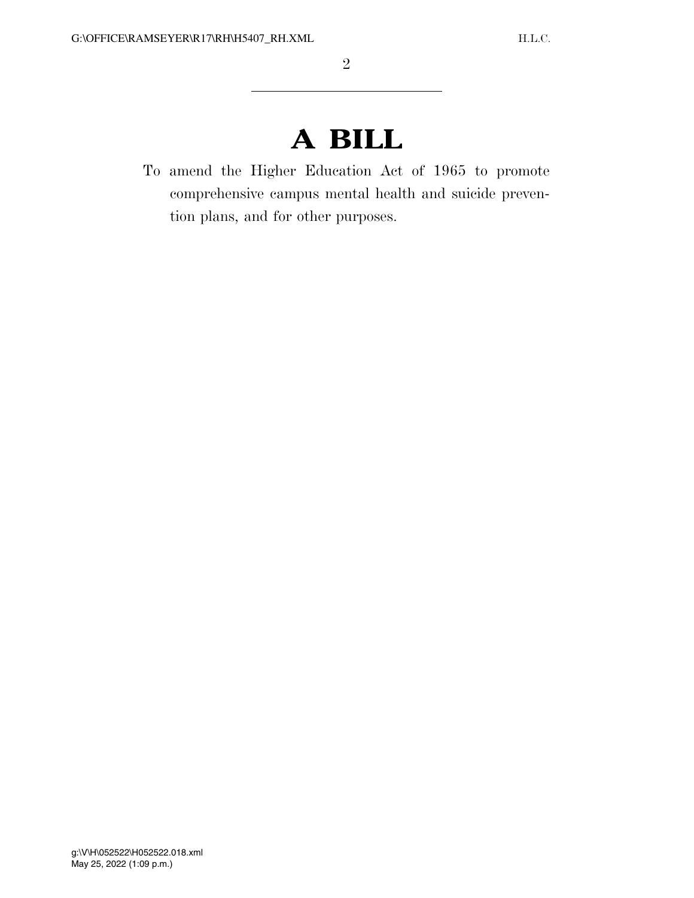# A BILL

To amend the Higher Education Act of 1965 to promote comprehensive campus mental health and suicide prevention plans, and for other purposes.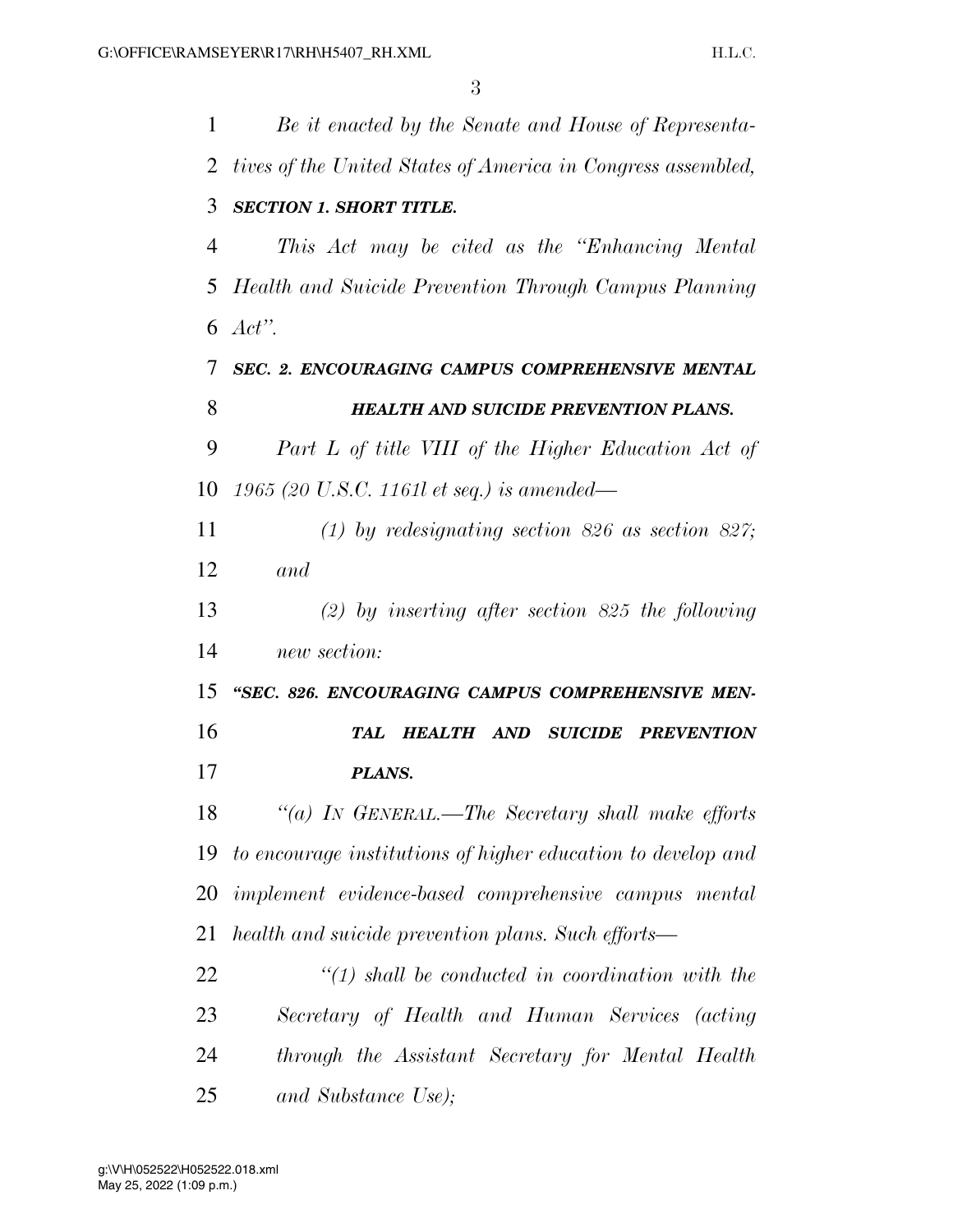*Be it enacted by the Senate and House of Representatives of the United States of America in Congress assembled,*

***SECTION 1. SHORT TITLE.***

*This Act may be cited as the "Enhancing Mental Health and Suicide Prevention Through Campus Planning Act".*

***SEC. 2. ENCOURAGING CAMPUS COMPREHENSIVE MENTAL HEALTH AND SUICIDE PREVENTION PLANS.***

*Part L of title VIII of the Higher Education Act of 1965 (20 U.S.C. 1161l et seq.) is amended—*

*(1) by redesignating section 826 as section 827; and*

*(2) by inserting after section 825 the following new section:*

***"SEC. 826. ENCOURAGING CAMPUS COMPREHENSIVE MENTAL HEALTH AND SUICIDE PREVENTION PLANS.***

*"(a) IN GENERAL.—The Secretary shall make efforts to encourage institutions of higher education to develop and implement evidence-based comprehensive campus mental health and suicide prevention plans. Such efforts—*

*"(1) shall be conducted in coordination with the Secretary of Health and Human Services (acting through the Assistant Secretary for Mental Health and Substance Use);*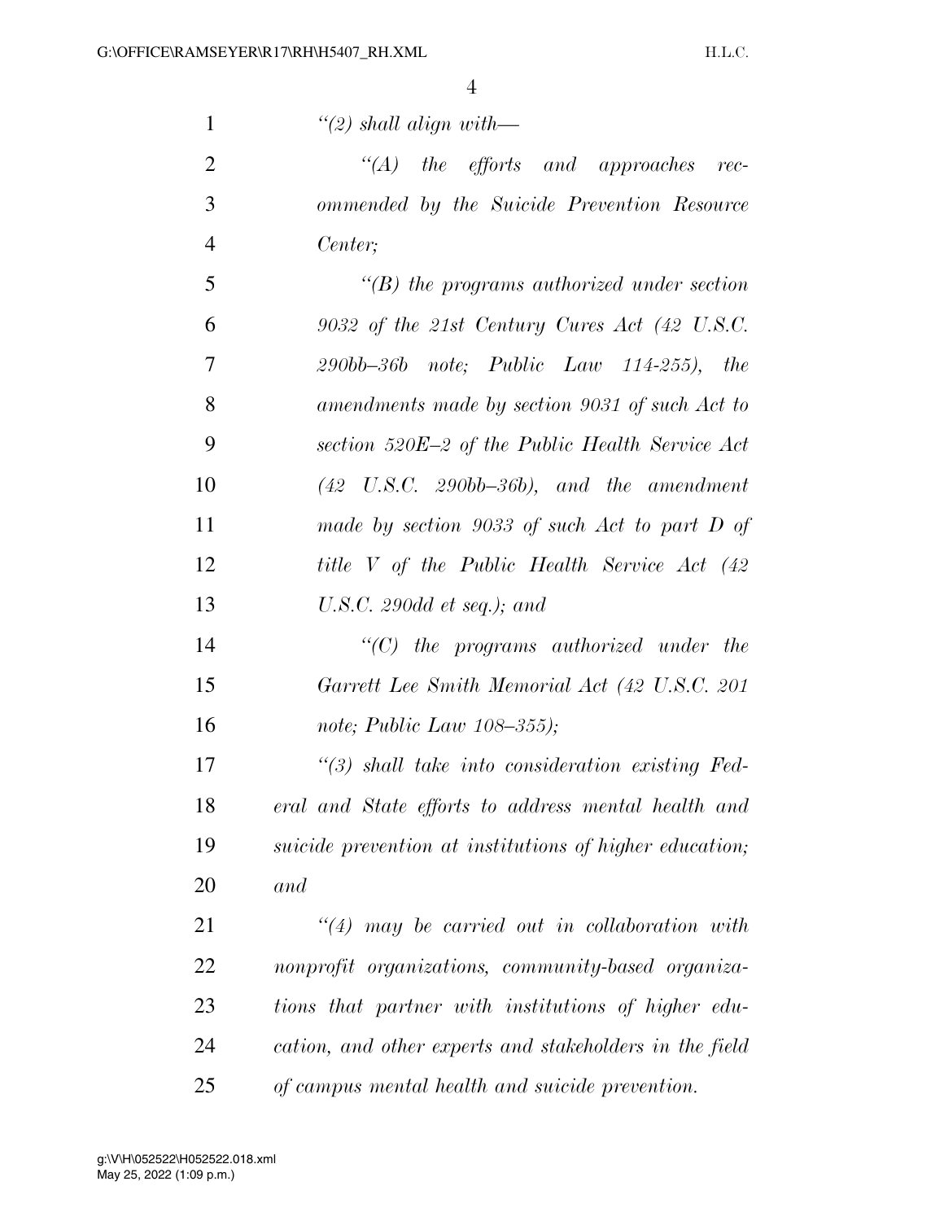*"(2) shall align with—*

*"(A) the efforts and approaches recommended by the Suicide Prevention Resource Center;*

*"(B) the programs authorized under section 9032 of the 21st Century Cures Act (42 U.S.C. 290bb–36b note; Public Law 114-255), the amendments made by section 9031 of such Act to section 520E–2 of the Public Health Service Act (42 U.S.C. 290bb–36b), and the amendment made by section 9033 of such Act to part D of title V of the Public Health Service Act (42 U.S.C. 290dd et seq.); and*

*"(C) the programs authorized under the Garrett Lee Smith Memorial Act (42 U.S.C. 201 note; Public Law 108–355);*

*"(3) shall take into consideration existing Federal and State efforts to address mental health and suicide prevention at institutions of higher education; and*

*"(4) may be carried out in collaboration with nonprofit organizations, community-based organizations that partner with institutions of higher education, and other experts and stakeholders in the field of campus mental health and suicide prevention.*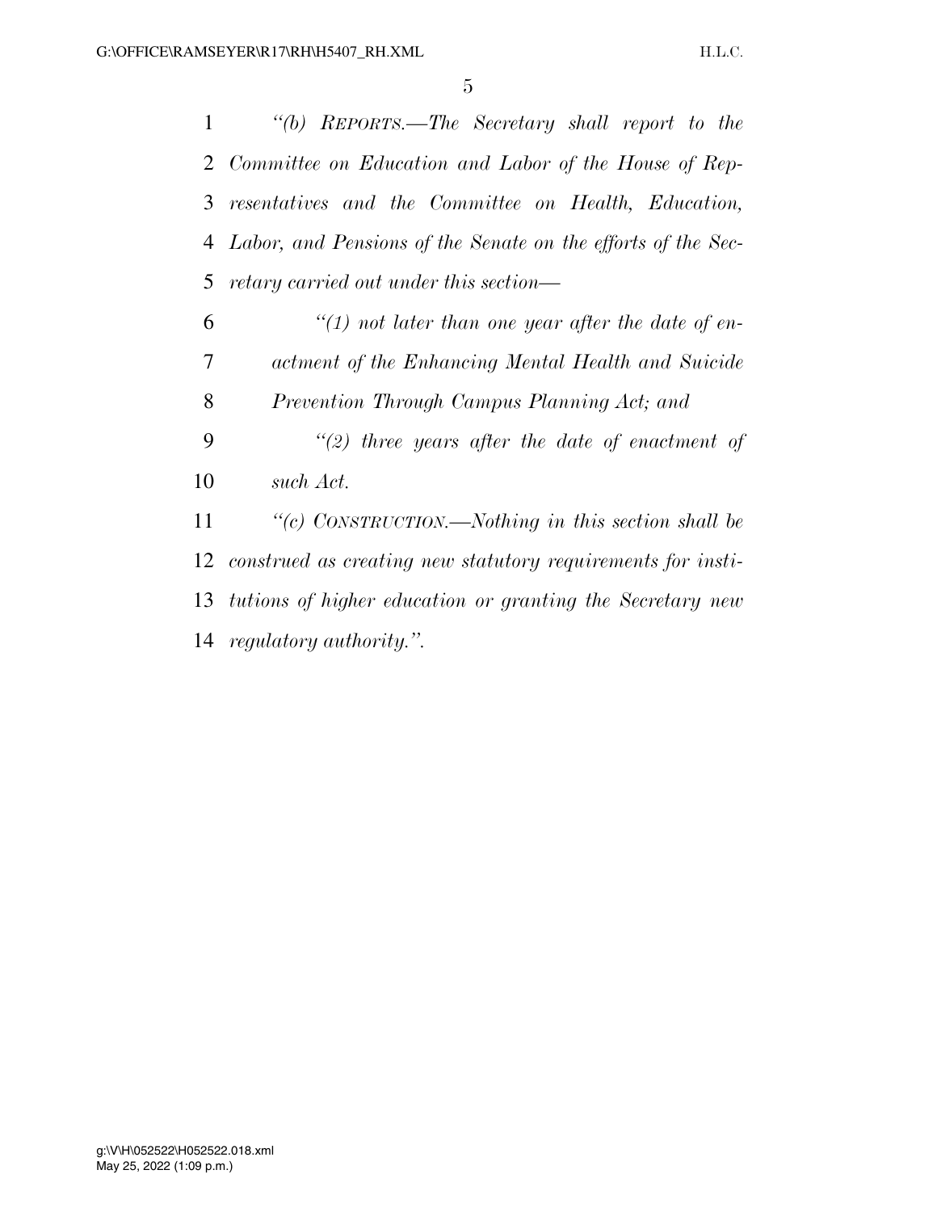*"(b) REPORTS.—The Secretary shall report to the Committee on Education and Labor of the House of Representatives and the Committee on Health, Education, Labor, and Pensions of the Senate on the efforts of the Secretary carried out under this section—*

*"(1) not later than one year after the date of enactment of the Enhancing Mental Health and Suicide Prevention Through Campus Planning Act; and*

*"(2) three years after the date of enactment of such Act.*

*"(c) CONSTRUCTION.—Nothing in this section shall be construed as creating new statutory requirements for institutions of higher education or granting the Secretary new regulatory authority.".*